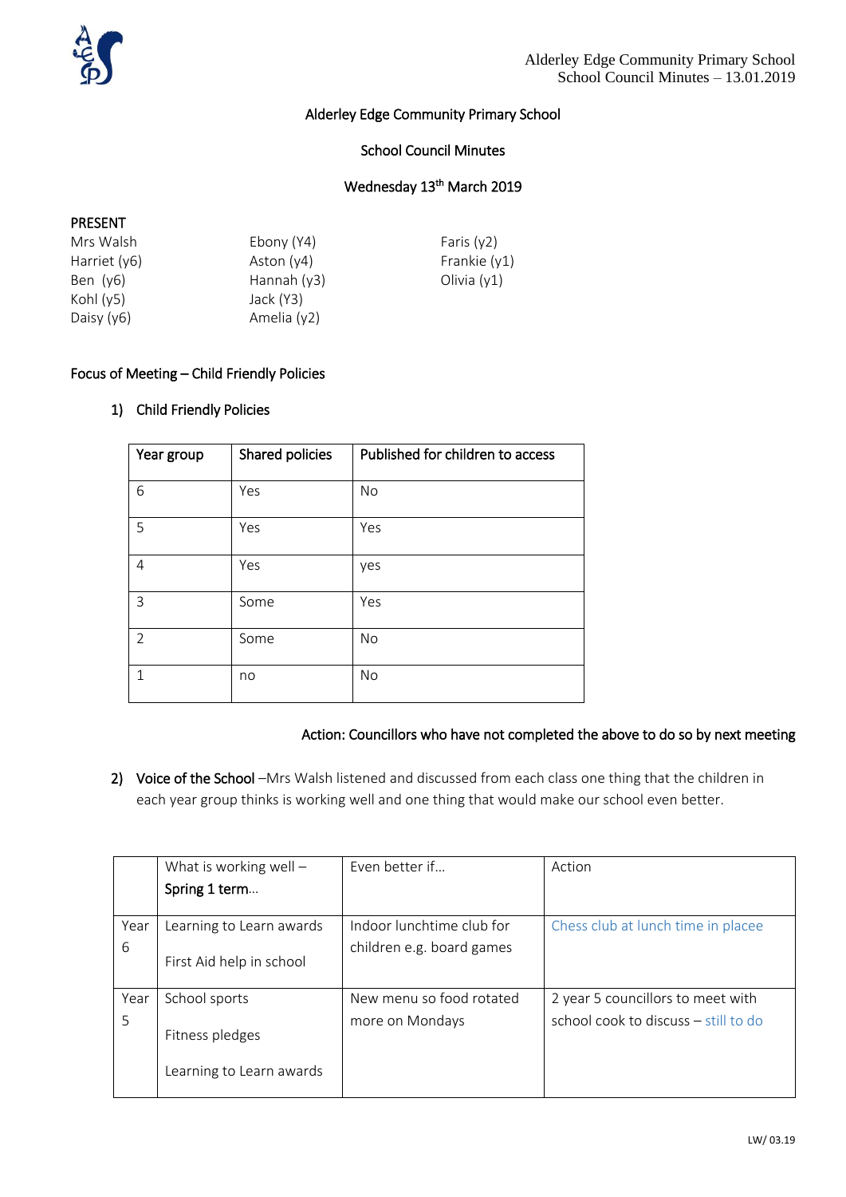# Alderley Edge Community Primary School

## School Council Minutes

### Wednesday 13th March 2019

**PRESENT**

Mrs Walsh
Harriet (y6)
Ben (y6)
Kohl (y5)
Daisy (y6)
Ebony (Y4)
Aston (y4)
Hannah (y3)
Jack (Y3)
Amelia (y2)
Faris (y2)
Frankie (y1)
Olivia (y1)

**Focus of Meeting – Child Friendly Policies**

1) Child Friendly Policies

| Year group | Shared policies | Published for children to access |
|---|---|---|
| 6 | Yes | No |
| 5 | Yes | Yes |
| 4 | Yes | yes |
| 3 | Some | Yes |
| 2 | Some | No |
| 1 | no | No |

**Action: Councillors who have not completed the above to do so by next meeting**

2) **Voice of the School** –Mrs Walsh listened and discussed from each class one thing that the children in each year group thinks is working well and one thing that would make our school even better.

| | What is working well – Spring 1 term… | Even better if… | Action |
|---|---|---|---|
| Year 6 | Learning to Learn awards<br><br>First Aid help in school | Indoor lunchtime club for children e.g. board games | Chess club at lunch time in placee |
| Year 5 | School sports<br><br>Fitness pledges<br><br>Learning to Learn awards | New menu so food rotated more on Mondays | 2 year 5 councillors to meet with school cook to discuss – still to do |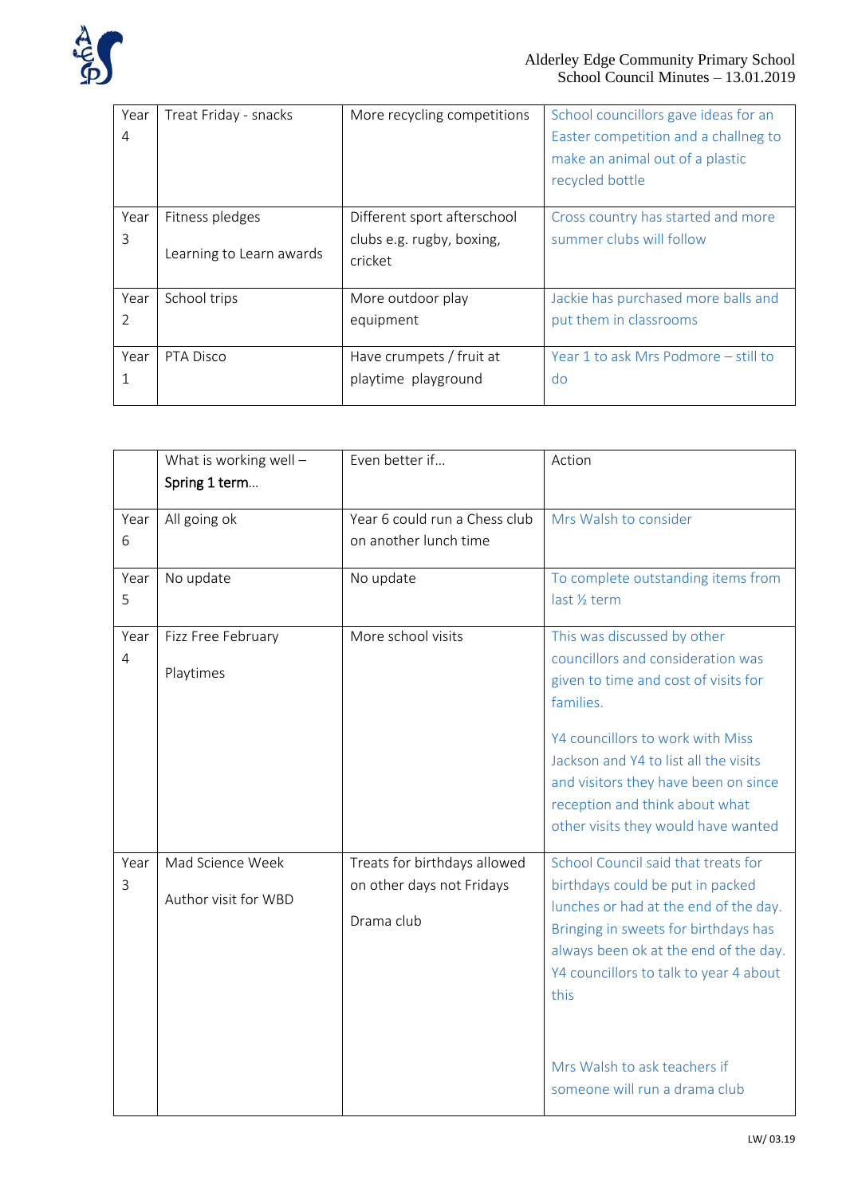| Year 4 | Treat Friday - snacks | More recycling competitions | School councillors gave ideas for an Easter competition and a challneg to make an animal out of a plastic recycled bottle |
|---|---|---|---|
| Year 3 | Fitness pledges<br><br>Learning to Learn awards | Different sport afterschool clubs e.g. rugby, boxing, cricket | Cross country has started and more summer clubs will follow |
| Year 2 | School trips | More outdoor play equipment | Jackie has purchased more balls and put them in classrooms |
| Year 1 | PTA Disco | Have crumpets / fruit at playtime playground | Year 1 to ask Mrs Podmore – still to do |

| | What is working well – **Spring 1 term**… | Even better if… | Action |
|---|---|---|---|
| Year 6 | All going ok | Year 6 could run a Chess club on another lunch time | Mrs Walsh to consider |
| Year 5 | No update | No update | To complete outstanding items from last ½ term |
| Year 4 | Fizz Free February<br><br>Playtimes | More school visits | This was discussed by other councillors and consideration was given to time and cost of visits for families.<br><br>Y4 councillors to work with Miss Jackson and Y4 to list all the visits and visitors they have been on since reception and think about what other visits they would have wanted |
| Year 3 | Mad Science Week<br><br>Author visit for WBD | Treats for birthdays allowed on other days not Fridays<br><br>Drama club | School Council said that treats for birthdays could be put in packed lunches or had at the end of the day. Bringing in sweets for birthdays has always been ok at the end of the day. Y4 councillors to talk to year 4 about this<br><br>Mrs Walsh to ask teachers if someone will run a drama club |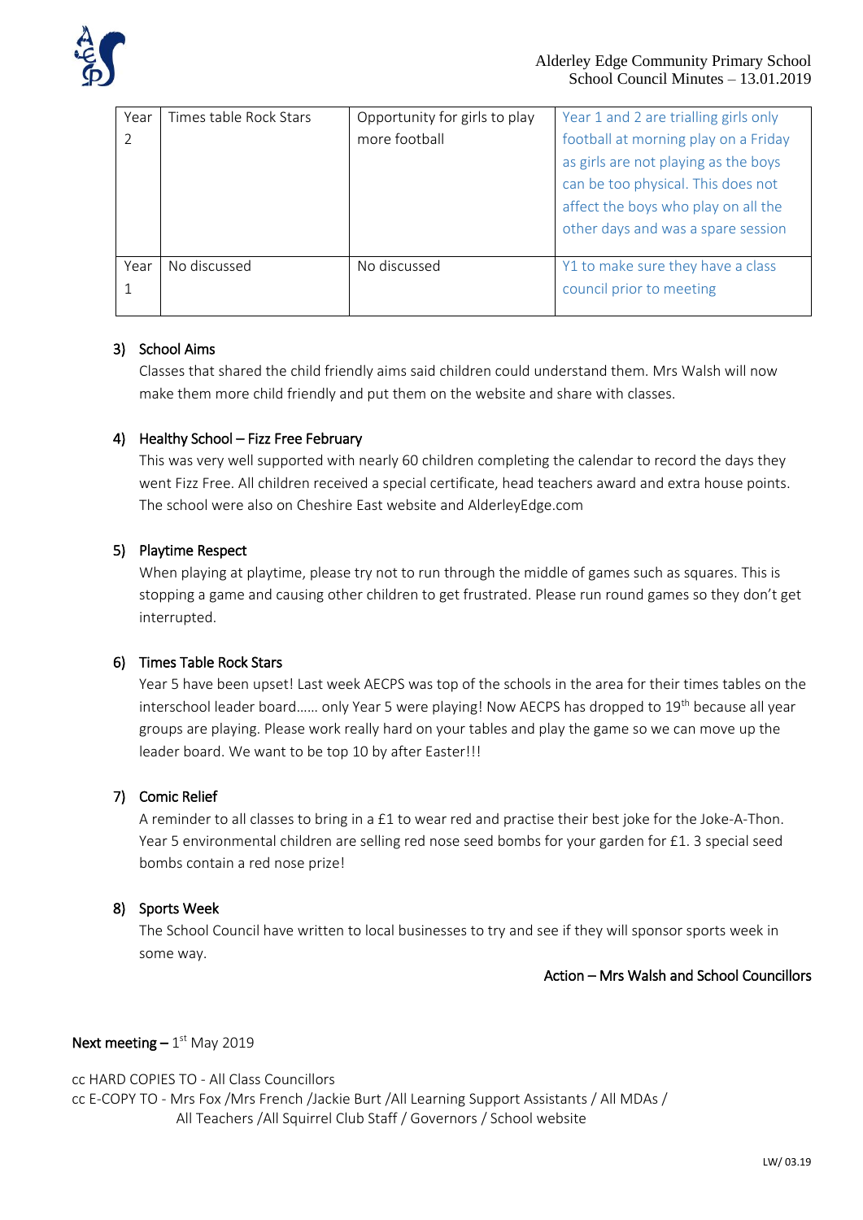| | | | |
|---|---|---|---|
| Year 2 | Times table Rock Stars | Opportunity for girls to play more football | Year 1 and 2 are trialling girls only football at morning play on a Friday as girls are not playing as the boys can be too physical. This does not affect the boys who play on all the other days and was a spare session |
| Year 1 | No discussed | No discussed | Y1 to make sure they have a class council prior to meeting |

3) School Aims

Classes that shared the child friendly aims said children could understand them. Mrs Walsh will now make them more child friendly and put them on the website and share with classes.

4) Healthy School – Fizz Free February

This was very well supported with nearly 60 children completing the calendar to record the days they went Fizz Free. All children received a special certificate, head teachers award and extra house points. The school were also on Cheshire East website and AlderleyEdge.com

5) Playtime Respect

When playing at playtime, please try not to run through the middle of games such as squares. This is stopping a game and causing other children to get frustrated. Please run round games so they don't get interrupted.

6) Times Table Rock Stars

Year 5 have been upset! Last week AECPS was top of the schools in the area for their times tables on the interschool leader board…… only Year 5 were playing! Now AECPS has dropped to 19th because all year groups are playing. Please work really hard on your tables and play the game so we can move up the leader board. We want to be top 10 by after Easter!!!

7) Comic Relief

A reminder to all classes to bring in a £1 to wear red and practise their best joke for the Joke-A-Thon. Year 5 environmental children are selling red nose seed bombs for your garden for £1. 3 special seed bombs contain a red nose prize!

8) Sports Week

The School Council have written to local businesses to try and see if they will sponsor sports week in some way.

**Action – Mrs Walsh and School Councillors**

**Next meeting –** 1st May 2019

cc HARD COPIES TO - All Class Councillors
cc E-COPY TO - Mrs Fox /Mrs French /Jackie Burt /All Learning Support Assistants / All MDAs / All Teachers /All Squirrel Club Staff / Governors / School website

LW/ 03.19